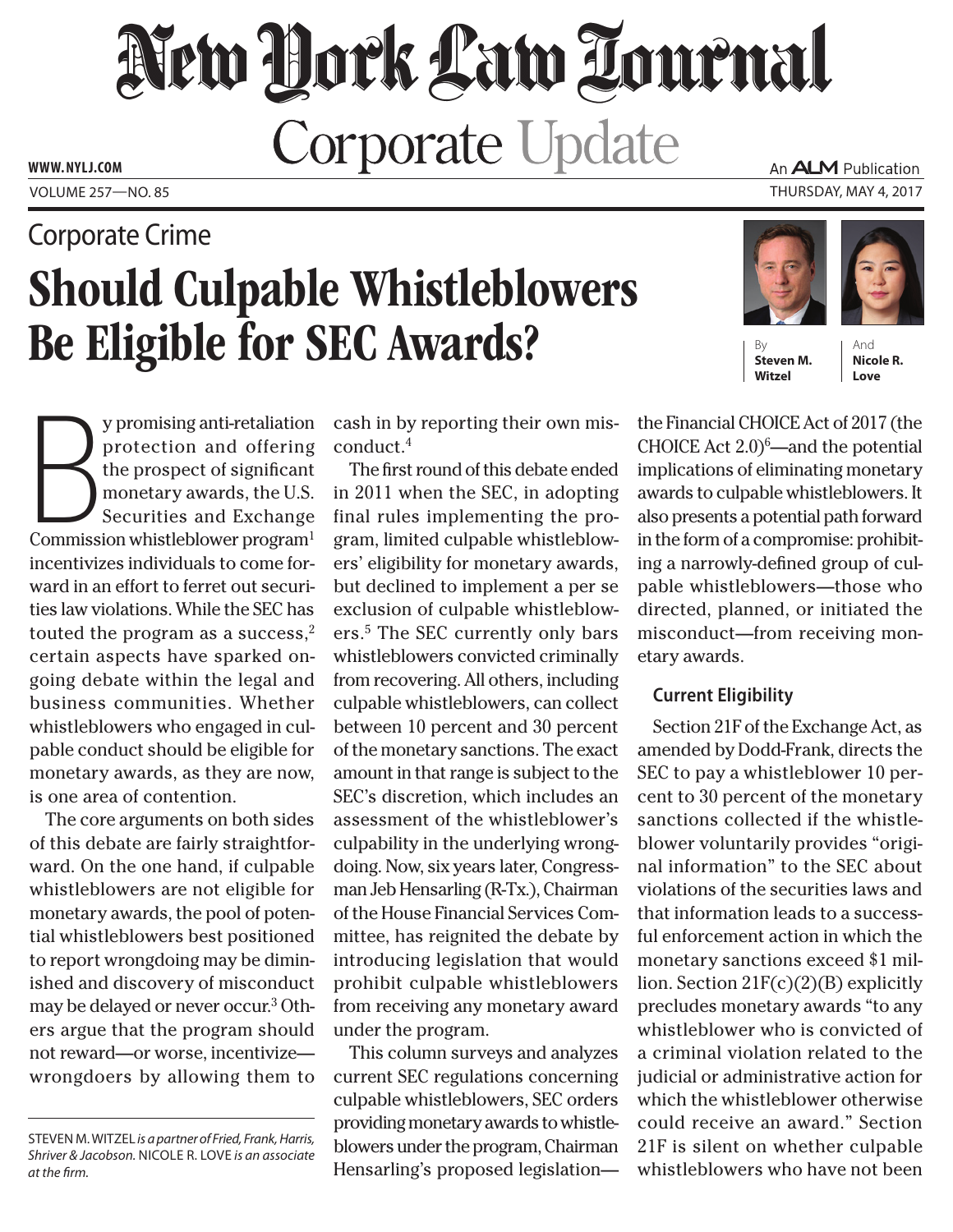# New York Law Journal

## Corporate Update

WWW.NYLJ.COM

VOLUME 257—NO. 85

An ALM Publication

THURSDAY, MAY 4, 2017

Corporate Crime

# Should Culpable Whistleblowers Be Eligible for SEC Awards?

By **Steven M. Witzel**

And **Nicole R. Love**

By promising anti-retaliation protection and offering the prospect of significant monetary awards, the U.S. Securities and Exchange Commission whistleblower program[1] incentivizes individuals to come forward in an effort to ferret out securities law violations. While the SEC has touted the program as a success,[2] certain aspects have sparked ongoing debate within the legal and business communities. Whether whistleblowers who engaged in culpable conduct should be eligible for monetary awards, as they are now, is one area of contention.

The core arguments on both sides of this debate are fairly straightforward. On the one hand, if culpable whistleblowers are not eligible for monetary awards, the pool of potential whistleblowers best positioned to report wrongdoing may be diminished and discovery of misconduct may be delayed or never occur.[3] Others argue that the program should not reward—or worse, incentivize—wrongdoers by allowing them to cash in by reporting their own misconduct.[4]

The first round of this debate ended in 2011 when the SEC, in adopting final rules implementing the program, limited culpable whistleblowers' eligibility for monetary awards, but declined to implement a per se exclusion of culpable whistleblowers.[5] The SEC currently only bars whistleblowers convicted criminally from recovering. All others, including culpable whistleblowers, can collect between 10 percent and 30 percent of the monetary sanctions. The exact amount in that range is subject to the SEC's discretion, which includes an assessment of the whistleblower's culpability in the underlying wrongdoing. Now, six years later, Congressman Jeb Hensarling (R-Tx.), Chairman of the House Financial Services Committee, has reignited the debate by introducing legislation that would prohibit culpable whistleblowers from receiving any monetary award under the program.

This column surveys and analyzes current SEC regulations concerning culpable whistleblowers, SEC orders providing monetary awards to whistleblowers under the program, Chairman Hensarling's proposed legislation—the Financial CHOICE Act of 2017 (the CHOICE Act 2.0)[6]—and the potential implications of eliminating monetary awards to culpable whistleblowers. It also presents a potential path forward in the form of a compromise: prohibiting a narrowly-defined group of culpable whistleblowers—those who directed, planned, or initiated the misconduct—from receiving monetary awards.

### Current Eligibility

Section 21F of the Exchange Act, as amended by Dodd-Frank, directs the SEC to pay a whistleblower 10 percent to 30 percent of the monetary sanctions collected if the whistleblower voluntarily provides "original information" to the SEC about violations of the securities laws and that information leads to a successful enforcement action in which the monetary sanctions exceed $1 million. Section 21F(c)(2)(B) explicitly precludes monetary awards "to any whistleblower who is convicted of a criminal violation related to the judicial or administrative action for which the whistleblower otherwise could receive an award." Section 21F is silent on whether culpable whistleblowers who have not been

---

STEVEN M. WITZEL *is a partner of Fried, Frank, Harris, Shriver & Jacobson.* NICOLE R. LOVE *is an associate at the firm.*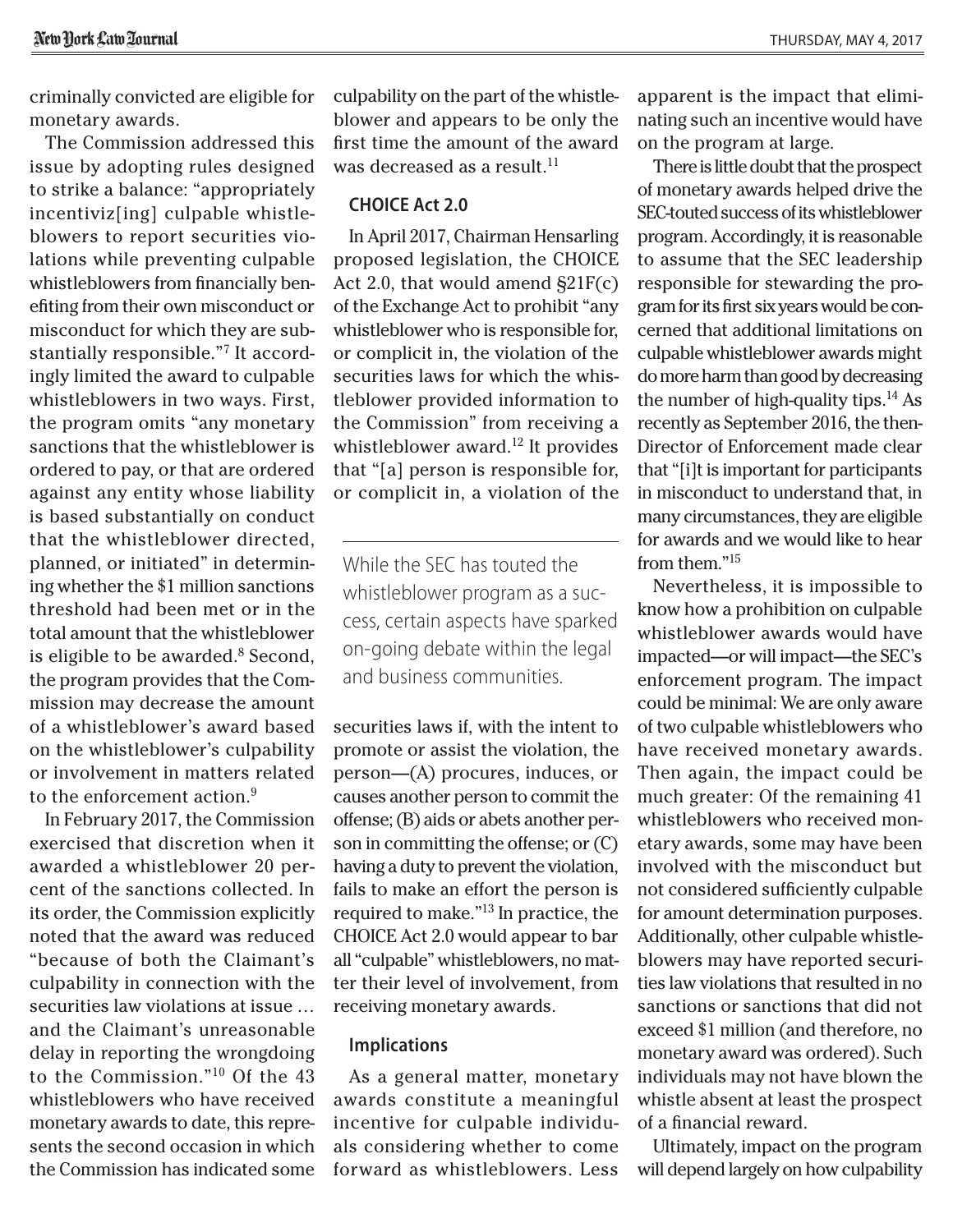criminally convicted are eligible for monetary awards.

The Commission addressed this issue by adopting rules designed to strike a balance: "appropriately incentiviz[ing] culpable whistleblowers to report securities violations while preventing culpable whistleblowers from financially benefiting from their own misconduct or misconduct for which they are substantially responsible."[7] It accordingly limited the award to culpable whistleblowers in two ways. First, the program omits "any monetary sanctions that the whistleblower is ordered to pay, or that are ordered against any entity whose liability is based substantially on conduct that the whistleblower directed, planned, or initiated" in determining whether the $1 million sanctions threshold had been met or in the total amount that the whistleblower is eligible to be awarded.[8] Second, the program provides that the Commission may decrease the amount of a whistleblower's award based on the whistleblower's culpability or involvement in matters related to the enforcement action.[9]

In February 2017, the Commission exercised that discretion when it awarded a whistleblower 20 percent of the sanctions collected. In its order, the Commission explicitly noted that the award was reduced "because of both the Claimant's culpability in connection with the securities law violations at issue … and the Claimant's unreasonable delay in reporting the wrongdoing to the Commission."[10] Of the 43 whistleblowers who have received monetary awards to date, this represents the second occasion in which the Commission has indicated some culpability on the part of the whistleblower and appears to be only the first time the amount of the award was decreased as a result.[11]

## CHOICE Act 2.0

In April 2017, Chairman Hensarling proposed legislation, the CHOICE Act 2.0, that would amend §21F(c) of the Exchange Act to prohibit "any whistleblower who is responsible for, or complicit in, the violation of the securities laws for which the whistleblower provided information to the Commission" from receiving a whistleblower award.[12] It provides that "[a] person is responsible for, or complicit in, a violation of the securities laws if, with the intent to promote or assist the violation, the person—(A) procures, induces, or causes another person to commit the offense; (B) aids or abets another person in committing the offense; or (C) having a duty to prevent the violation, fails to make an effort the person is required to make."[13] In practice, the CHOICE Act 2.0 would appear to bar all "culpable" whistleblowers, no matter their level of involvement, from receiving monetary awards.

> While the SEC has touted the whistleblower program as a success, certain aspects have sparked on-going debate within the legal and business communities.

## Implications

As a general matter, monetary awards constitute a meaningful incentive for culpable individuals considering whether to come forward as whistleblowers. Less apparent is the impact that eliminating such an incentive would have on the program at large.

There is little doubt that the prospect of monetary awards helped drive the SEC-touted success of its whistleblower program. Accordingly, it is reasonable to assume that the SEC leadership responsible for stewarding the program for its first six years would be concerned that additional limitations on culpable whistleblower awards might do more harm than good by decreasing the number of high-quality tips.[14] As recently as September 2016, the then-Director of Enforcement made clear that "[i]t is important for participants in misconduct to understand that, in many circumstances, they are eligible for awards and we would like to hear from them."[15]

Nevertheless, it is impossible to know how a prohibition on culpable whistleblower awards would have impacted—or will impact—the SEC's enforcement program. The impact could be minimal: We are only aware of two culpable whistleblowers who have received monetary awards. Then again, the impact could be much greater: Of the remaining 41 whistleblowers who received monetary awards, some may have been involved with the misconduct but not considered sufficiently culpable for amount determination purposes. Additionally, other culpable whistleblowers may have reported securities law violations that resulted in no sanctions or sanctions that did not exceed $1 million (and therefore, no monetary award was ordered). Such individuals may not have blown the whistle absent at least the prospect of a financial reward.

Ultimately, impact on the program will depend largely on how culpability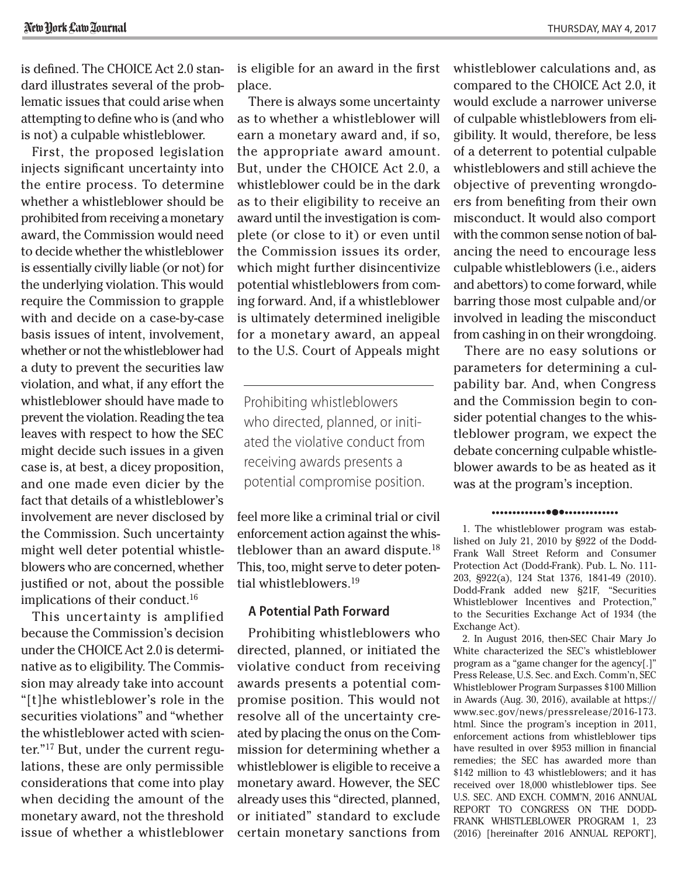is defined. The CHOICE Act 2.0 standard illustrates several of the problematic issues that could arise when attempting to define who is (and who is not) a culpable whistleblower.

First, the proposed legislation injects significant uncertainty into the entire process. To determine whether a whistleblower should be prohibited from receiving a monetary award, the Commission would need to decide whether the whistleblower is essentially civilly liable (or not) for the underlying violation. This would require the Commission to grapple with and decide on a case-by-case basis issues of intent, involvement, whether or not the whistleblower had a duty to prevent the securities law violation, and what, if any effort the whistleblower should have made to prevent the violation. Reading the tea leaves with respect to how the SEC might decide such issues in a given case is, at best, a dicey proposition, and one made even dicier by the fact that details of a whistleblower's involvement are never disclosed by the Commission. Such uncertainty might well deter potential whistleblowers who are concerned, whether justified or not, about the possible implications of their conduct.[16]

This uncertainty is amplified because the Commission's decision under the CHOICE Act 2.0 is determinative as to eligibility. The Commission may already take into account "[t]he whistleblower's role in the securities violations" and "whether the whistleblower acted with scienter."[17] But, under the current regulations, these are only permissible considerations that come into play when deciding the amount of the monetary award, not the threshold issue of whether a whistleblower is eligible for an award in the first place.

There is always some uncertainty as to whether a whistleblower will earn a monetary award and, if so, the appropriate award amount. But, under the CHOICE Act 2.0, a whistleblower could be in the dark as to their eligibility to receive an award until the investigation is complete (or close to it) or even until the Commission issues its order, which might further disincentivize potential whistleblowers from coming forward. And, if a whistleblower is ultimately determined ineligible for a monetary award, an appeal to the U.S. Court of Appeals might feel more like a criminal trial or civil enforcement action against the whistleblower than an award dispute.[18] This, too, might serve to deter potential whistleblowers.[19]

> Prohibiting whistleblowers who directed, planned, or initiated the violative conduct from receiving awards presents a potential compromise position.

## A Potential Path Forward

Prohibiting whistleblowers who directed, planned, or initiated the violative conduct from receiving awards presents a potential compromise position. This would not resolve all of the uncertainty created by placing the onus on the Commission for determining whether a whistleblower is eligible to receive a monetary award. However, the SEC already uses this "directed, planned, or initiated" standard to exclude certain monetary sanctions from whistleblower calculations and, as compared to the CHOICE Act 2.0, it would exclude a narrower universe of culpable whistleblowers from eligibility. It would, therefore, be less of a deterrent to potential culpable whistleblowers and still achieve the objective of preventing wrongdoers from benefiting from their own misconduct. It would also comport with the common sense notion of balancing the need to encourage less culpable whistleblowers (i.e., aiders and abettors) to come forward, while barring those most culpable and/or involved in leading the misconduct from cashing in on their wrongdoing.

There are no easy solutions or parameters for determining a culpability bar. And, when Congress and the Commission begin to consider potential changes to the whistleblower program, we expect the debate concerning culpable whistleblower awards to be as heated as it was at the program's inception.

---

1. The whistleblower program was established on July 21, 2010 by §922 of the Dodd-Frank Wall Street Reform and Consumer Protection Act (Dodd-Frank). Pub. L. No. 111-203, §922(a), 124 Stat 1376, 1841-49 (2010). Dodd-Frank added new §21F, "Securities Whistleblower Incentives and Protection," to the Securities Exchange Act of 1934 (the Exchange Act).

2. In August 2016, then-SEC Chair Mary Jo White characterized the SEC's whistleblower program as a "game changer for the agency[.]" Press Release, U.S. Sec. and Exch. Comm'n, SEC Whistleblower Program Surpasses $100 Million in Awards (Aug. 30, 2016), available at https://www.sec.gov/news/pressrelease/2016-173.html. Since the program's inception in 2011, enforcement actions from whistleblower tips have resulted in over $953 million in financial remedies; the SEC has awarded more than $142 million to 43 whistleblowers; and it has received over 18,000 whistleblower tips. See U.S. SEC. AND EXCH. COMM'N, 2016 ANNUAL REPORT TO CONGRESS ON THE DODD-FRANK WHISTLEBLOWER PROGRAM 1, 23 (2016) [hereinafter 2016 ANNUAL REPORT],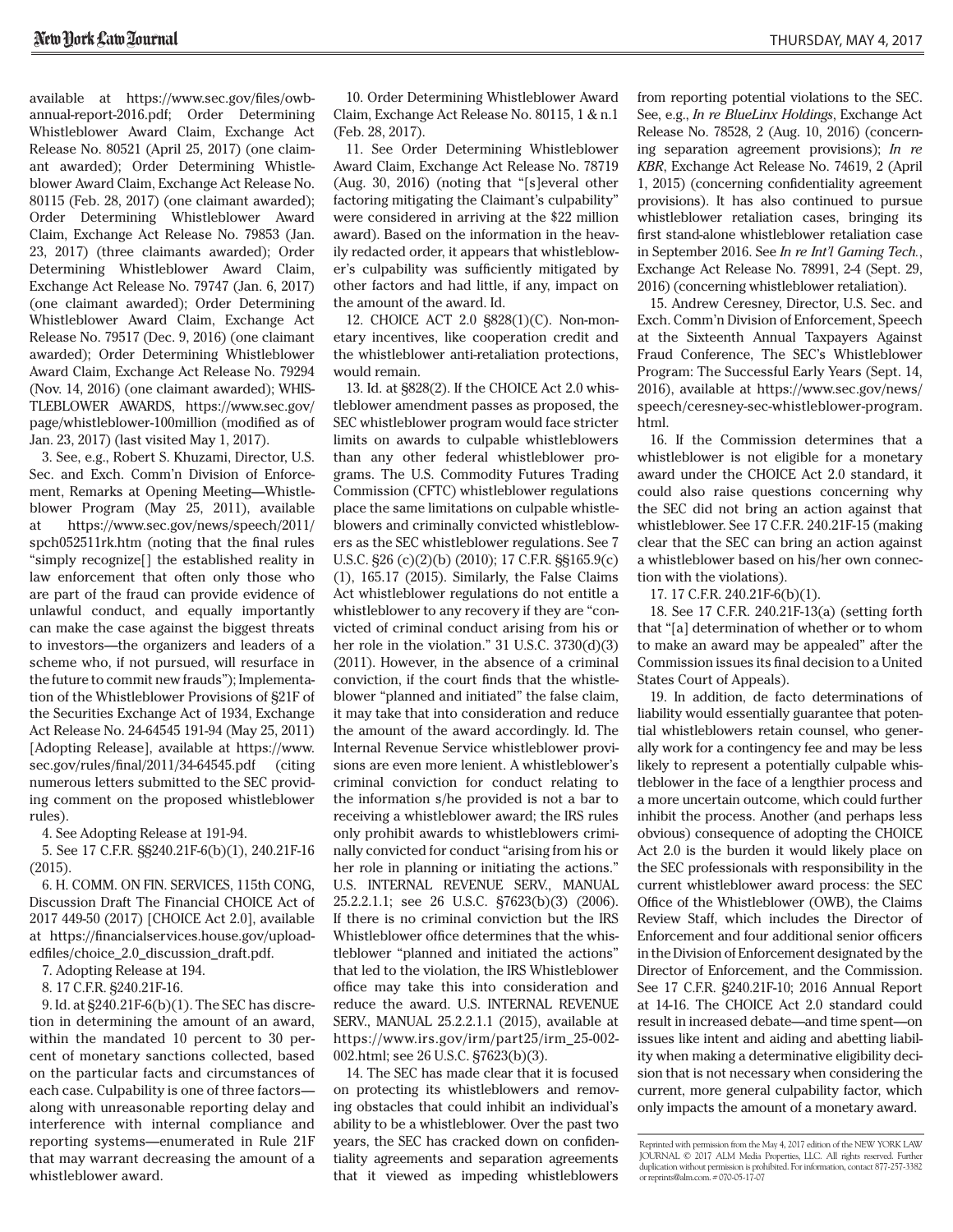available at https://www.sec.gov/files/owb-annual-report-2016.pdf; Order Determining Whistleblower Award Claim, Exchange Act Release No. 80521 (April 25, 2017) (one claimant awarded); Order Determining Whistleblower Award Claim, Exchange Act Release No. 80115 (Feb. 28, 2017) (one claimant awarded); Order Determining Whistleblower Award Claim, Exchange Act Release No. 79853 (Jan. 23, 2017) (three claimants awarded); Order Determining Whistleblower Award Claim, Exchange Act Release No. 79747 (Jan. 6, 2017) (one claimant awarded); Order Determining Whistleblower Award Claim, Exchange Act Release No. 79517 (Dec. 9, 2016) (one claimant awarded); Order Determining Whistleblower Award Claim, Exchange Act Release No. 79294 (Nov. 14, 2016) (one claimant awarded); WHISTLEBLOWER AWARDS, https://www.sec.gov/page/whistleblower-100million (modified as of Jan. 23, 2017) (last visited May 1, 2017).

3. See, e.g., Robert S. Khuzami, Director, U.S. Sec. and Exch. Comm'n Division of Enforcement, Remarks at Opening Meeting—Whistleblower Program (May 25, 2011), available at https://www.sec.gov/news/speech/2011/spch052511rk.htm (noting that the final rules "simply recognize[] the established reality in law enforcement that often only those who are part of the fraud can provide evidence of unlawful conduct, and equally importantly can make the case against the biggest threats to investors—the organizers and leaders of a scheme who, if not pursued, will resurface in the future to commit new frauds"); Implementation of the Whistleblower Provisions of §21F of the Securities Exchange Act of 1934, Exchange Act Release No. 24-64545 191-94 (May 25, 2011) [Adopting Release], available at https://www.sec.gov/rules/final/2011/34-64545.pdf (citing numerous letters submitted to the SEC providing comment on the proposed whistleblower rules).

4. See Adopting Release at 191-94.

5. See 17 C.F.R. §§240.21F-6(b)(1), 240.21F-16 (2015).

6. H. COMM. ON FIN. SERVICES, 115th CONG, Discussion Draft The Financial CHOICE Act of 2017 449-50 (2017) [CHOICE Act 2.0], available at https://financialservices.house.gov/uploadedfiles/choice_2.0_discussion_draft.pdf.

7. Adopting Release at 194.

8. 17 C.F.R. §240.21F-16.

9. Id. at §240.21F-6(b)(1). The SEC has discretion in determining the amount of an award, within the mandated 10 percent to 30 percent of monetary sanctions collected, based on the particular facts and circumstances of each case. Culpability is one of three factors—along with unreasonable reporting delay and interference with internal compliance and reporting systems—enumerated in Rule 21F that may warrant decreasing the amount of a whistleblower award.

10. Order Determining Whistleblower Award Claim, Exchange Act Release No. 80115, 1 & n.1 (Feb. 28, 2017).

11. See Order Determining Whistleblower Award Claim, Exchange Act Release No. 78719 (Aug. 30, 2016) (noting that "[s]everal other factoring mitigating the Claimant's culpability" were considered in arriving at the $22 million award). Based on the information in the heavily redacted order, it appears that whistleblower's culpability was sufficiently mitigated by other factors and had little, if any, impact on the amount of the award. Id.

12. CHOICE ACT 2.0 §828(1)(C). Non-monetary incentives, like cooperation credit and the whistleblower anti-retaliation protections, would remain.

13. Id. at §828(2). If the CHOICE Act 2.0 whistleblower amendment passes as proposed, the SEC whistleblower program would face stricter limits on awards to culpable whistleblowers than any other federal whistleblower programs. The U.S. Commodity Futures Trading Commission (CFTC) whistleblower regulations place the same limitations on culpable whistleblowers and criminally convicted whistleblowers as the SEC whistleblower regulations. See 7 U.S.C. §26 (c)(2)(b) (2010); 17 C.F.R. §§165.9(c)(1), 165.17 (2015). Similarly, the False Claims Act whistleblower regulations do not entitle a whistleblower to any recovery if they are "convicted of criminal conduct arising from his or her role in the violation." 31 U.S.C. 3730(d)(3) (2011). However, in the absence of a criminal conviction, if the court finds that the whistleblower "planned and initiated" the false claim, it may take that into consideration and reduce the amount of the award accordingly. Id. The Internal Revenue Service whistleblower provisions are even more lenient. A whistleblower's criminal conviction for conduct relating to the information s/he provided is not a bar to receiving a whistleblower award; the IRS rules only prohibit awards to whistleblowers criminally convicted for conduct "arising from his or her role in planning or initiating the actions." U.S. INTERNAL REVENUE SERV., MANUAL 25.2.2.1.1; see 26 U.S.C. §7623(b)(3) (2006). If there is no criminal conviction but the IRS Whistleblower office determines that the whistleblower "planned and initiated the actions" that led to the violation, the IRS Whistleblower office may take this into consideration and reduce the award. U.S. INTERNAL REVENUE SERV., MANUAL 25.2.2.1.1 (2015), available at https://www.irs.gov/irm/part25/irm_25-002-002.html; see 26 U.S.C. §7623(b)(3).

14. The SEC has made clear that it is focused on protecting its whistleblowers and removing obstacles that could inhibit an individual's ability to be a whistleblower. Over the past two years, the SEC has cracked down on confidentiality agreements and separation agreements that it viewed as impeding whistleblowers from reporting potential violations to the SEC. See, e.g., *In re BlueLinx Holdings*, Exchange Act Release No. 78528, 2 (Aug. 10, 2016) (concerning separation agreement provisions); *In re KBR*, Exchange Act Release No. 74619, 2 (April 1, 2015) (concerning confidentiality agreement provisions). It has also continued to pursue whistleblower retaliation cases, bringing its first stand-alone whistleblower retaliation case in September 2016. See *In re Int'l Gaming Tech.*, Exchange Act Release No. 78991, 2-4 (Sept. 29, 2016) (concerning whistleblower retaliation).

15. Andrew Ceresney, Director, U.S. Sec. and Exch. Comm'n Division of Enforcement, Speech at the Sixteenth Annual Taxpayers Against Fraud Conference, The SEC's Whistleblower Program: The Successful Early Years (Sept. 14, 2016), available at https://www.sec.gov/news/speech/ceresney-sec-whistleblower-program.html.

16. If the Commission determines that a whistleblower is not eligible for a monetary award under the CHOICE Act 2.0 standard, it could also raise questions concerning why the SEC did not bring an action against that whistleblower. See 17 C.F.R. 240.21F-15 (making clear that the SEC can bring an action against a whistleblower based on his/her own connection with the violations).

17. 17 C.F.R. 240.21F-6(b)(1).

18. See 17 C.F.R. 240.21F-13(a) (setting forth that "[a] determination of whether or to whom to make an award may be appealed" after the Commission issues its final decision to a United States Court of Appeals).

19. In addition, de facto determinations of liability would essentially guarantee that potential whistleblowers retain counsel, who generally work for a contingency fee and may be less likely to represent a potentially culpable whistleblower in the face of a lengthier process and a more uncertain outcome, which could further inhibit the process. Another (and perhaps less obvious) consequence of adopting the CHOICE Act 2.0 is the burden it would likely place on the SEC professionals with responsibility in the current whistleblower award process: the SEC Office of the Whistleblower (OWB), the Claims Review Staff, which includes the Director of Enforcement and four additional senior officers in the Division of Enforcement designated by the Director of Enforcement, and the Commission. See 17 C.F.R. §240.21F-10; 2016 Annual Report at 14-16. The CHOICE Act 2.0 standard could result in increased debate—and time spent—on issues like intent and aiding and abetting liability when making a determinative eligibility decision that is not necessary when considering the current, more general culpability factor, which only impacts the amount of a monetary award.

Reprinted with permission from the May 4, 2017 edition of the NEW YORK LAW JOURNAL © 2017 ALM Media Properties, LLC. All rights reserved. Further duplication without permission is prohibited. For information, contact 877-257-3382 or reprints@alm.com. # 070-05-17-07